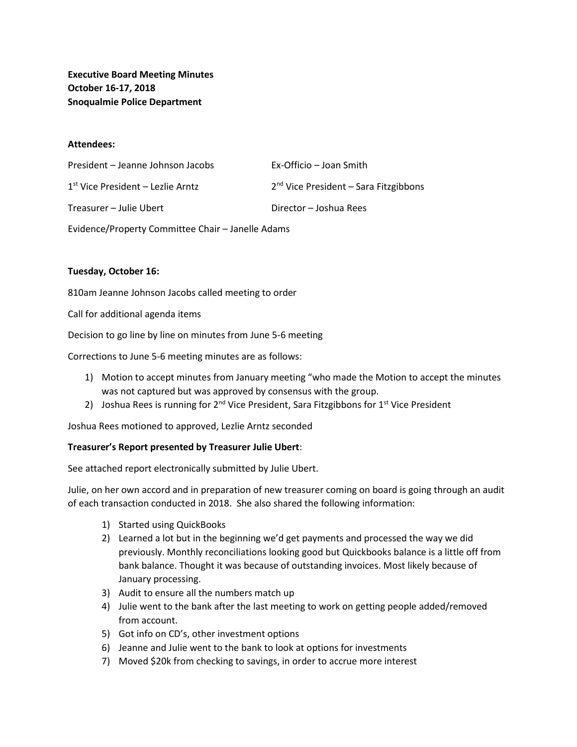**Executive Board Meeting Minutes**
**October 16-17, 2018**
**Snoqualmie Police Department**

**Attendees:**

President – Jeanne Johnson Jacobs

Ex-Officio – Joan Smith

1st Vice President – Lezlie Arntz

2nd Vice President – Sara Fitzgibbons

Treasurer – Julie Ubert

Director – Joshua Rees

Evidence/Property Committee Chair – Janelle Adams

**Tuesday, October 16:**

810am Jeanne Johnson Jacobs called meeting to order

Call for additional agenda items

Decision to go line by line on minutes from June 5-6 meeting

Corrections to June 5-6 meeting minutes are as follows:

1) Motion to accept minutes from January meeting "who made the Motion to accept the minutes was not captured but was approved by consensus with the group.
2) Joshua Rees is running for 2nd Vice President, Sara Fitzgibbons for 1st Vice President

Joshua Rees motioned to approved, Lezlie Arntz seconded

**Treasurer's Report presented by Treasurer Julie Ubert**:

See attached report electronically submitted by Julie Ubert.

Julie, on her own accord and in preparation of new treasurer coming on board is going through an audit of each transaction conducted in 2018. She also shared the following information:

1) Started using QuickBooks
2) Learned a lot but in the beginning we'd get payments and processed the way we did previously. Monthly reconciliations looking good but Quickbooks balance is a little off from bank balance. Thought it was because of outstanding invoices. Most likely because of January processing.
3) Audit to ensure all the numbers match up
4) Julie went to the bank after the last meeting to work on getting people added/removed from account.
5) Got info on CD's, other investment options
6) Jeanne and Julie went to the bank to look at options for investments
7) Moved $20k from checking to savings, in order to accrue more interest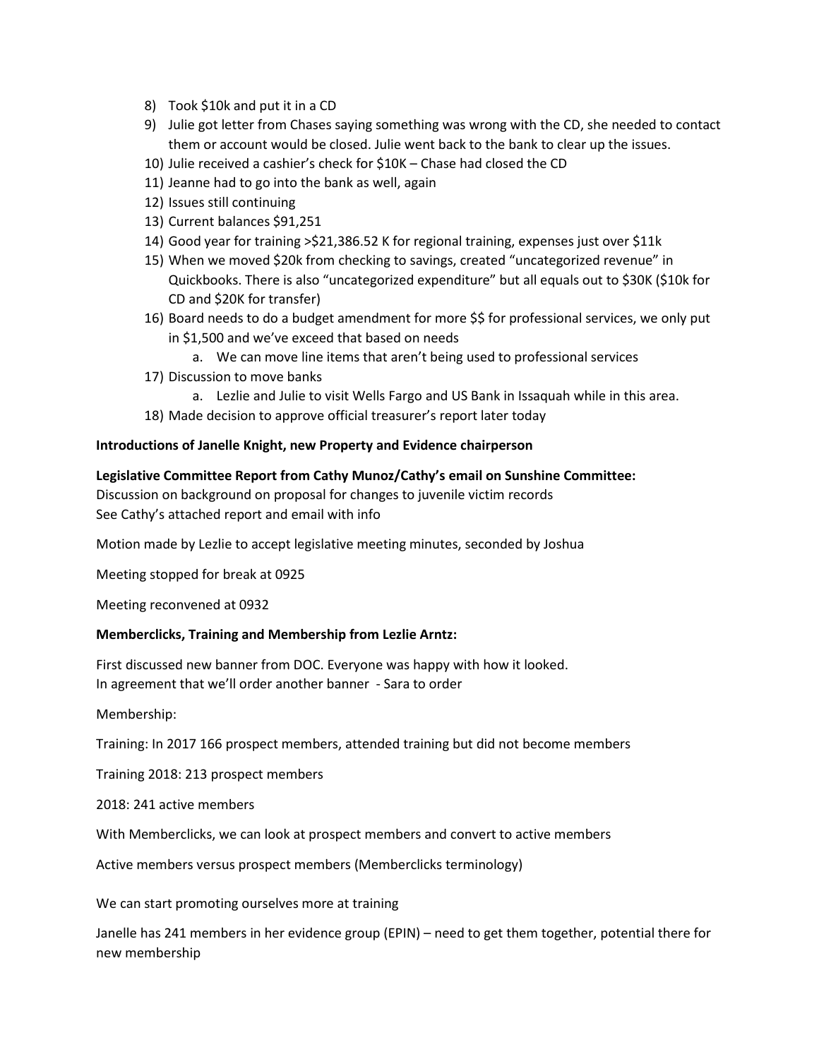8) Took $10k and put it in a CD
9) Julie got letter from Chases saying something was wrong with the CD, she needed to contact them or account would be closed. Julie went back to the bank to clear up the issues.
10) Julie received a cashier's check for $10K – Chase had closed the CD
11) Jeanne had to go into the bank as well, again
12) Issues still continuing
13) Current balances $91,251
14) Good year for training >$21,386.52 K for regional training, expenses just over $11k
15) When we moved $20k from checking to savings, created "uncategorized revenue" in Quickbooks. There is also "uncategorized expenditure" but all equals out to $30K ($10k for CD and $20K for transfer)
16) Board needs to do a budget amendment for more $$ for professional services, we only put in $1,500 and we've exceed that based on needs
    a. We can move line items that aren't being used to professional services
17) Discussion to move banks
    a. Lezlie and Julie to visit Wells Fargo and US Bank in Issaquah while in this area.
18) Made decision to approve official treasurer's report later today

**Introductions of Janelle Knight, new Property and Evidence chairperson**

**Legislative Committee Report from Cathy Munoz/Cathy's email on Sunshine Committee:**

Discussion on background on proposal for changes to juvenile victim records
See Cathy's attached report and email with info

Motion made by Lezlie to accept legislative meeting minutes, seconded by Joshua

Meeting stopped for break at 0925

Meeting reconvened at 0932

**Memberclicks, Training and Membership from Lezlie Arntz:**

First discussed new banner from DOC. Everyone was happy with how it looked.
In agreement that we'll order another banner - Sara to order

Membership:

Training: In 2017 166 prospect members, attended training but did not become members

Training 2018: 213 prospect members

2018: 241 active members

With Memberclicks, we can look at prospect members and convert to active members

Active members versus prospect members (Memberclicks terminology)

We can start promoting ourselves more at training

Janelle has 241 members in her evidence group (EPIN) – need to get them together, potential there for new membership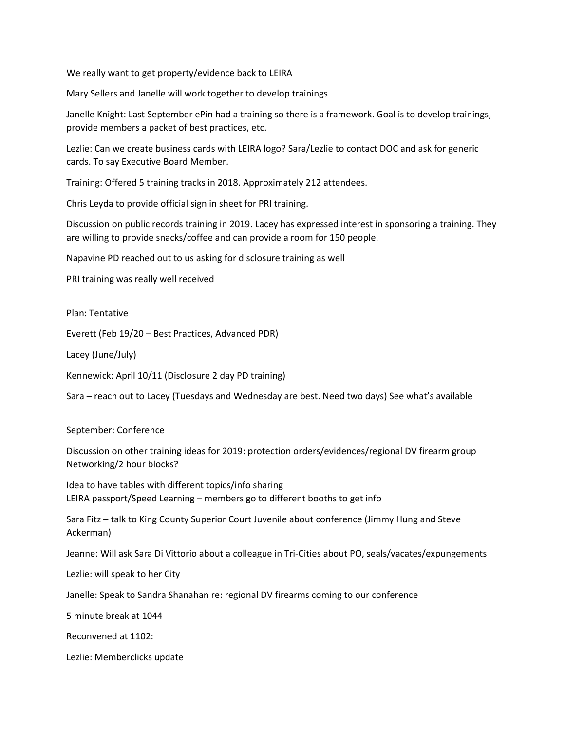We really want to get property/evidence back to LEIRA

Mary Sellers and Janelle will work together to develop trainings

Janelle Knight: Last September ePin had a training so there is a framework. Goal is to develop trainings, provide members a packet of best practices, etc.

Lezlie: Can we create business cards with LEIRA logo? Sara/Lezlie to contact DOC and ask for generic cards. To say Executive Board Member.

Training: Offered 5 training tracks in 2018. Approximately 212 attendees.

Chris Leyda to provide official sign in sheet for PRI training.

Discussion on public records training in 2019. Lacey has expressed interest in sponsoring a training. They are willing to provide snacks/coffee and can provide a room for 150 people.

Napavine PD reached out to us asking for disclosure training as well

PRI training was really well received

Plan: Tentative

Everett (Feb 19/20 – Best Practices, Advanced PDR)

Lacey (June/July)

Kennewick: April 10/11 (Disclosure 2 day PD training)

Sara – reach out to Lacey (Tuesdays and Wednesday are best. Need two days) See what's available

September: Conference

Discussion on other training ideas for 2019: protection orders/evidences/regional DV firearm group Networking/2 hour blocks?

Idea to have tables with different topics/info sharing
LEIRA passport/Speed Learning – members go to different booths to get info

Sara Fitz – talk to King County Superior Court Juvenile about conference (Jimmy Hung and Steve Ackerman)

Jeanne: Will ask Sara Di Vittorio about a colleague in Tri-Cities about PO, seals/vacates/expungements

Lezlie: will speak to her City

Janelle: Speak to Sandra Shanahan re: regional DV firearms coming to our conference

5 minute break at 1044

Reconvened at 1102:

Lezlie: Memberclicks update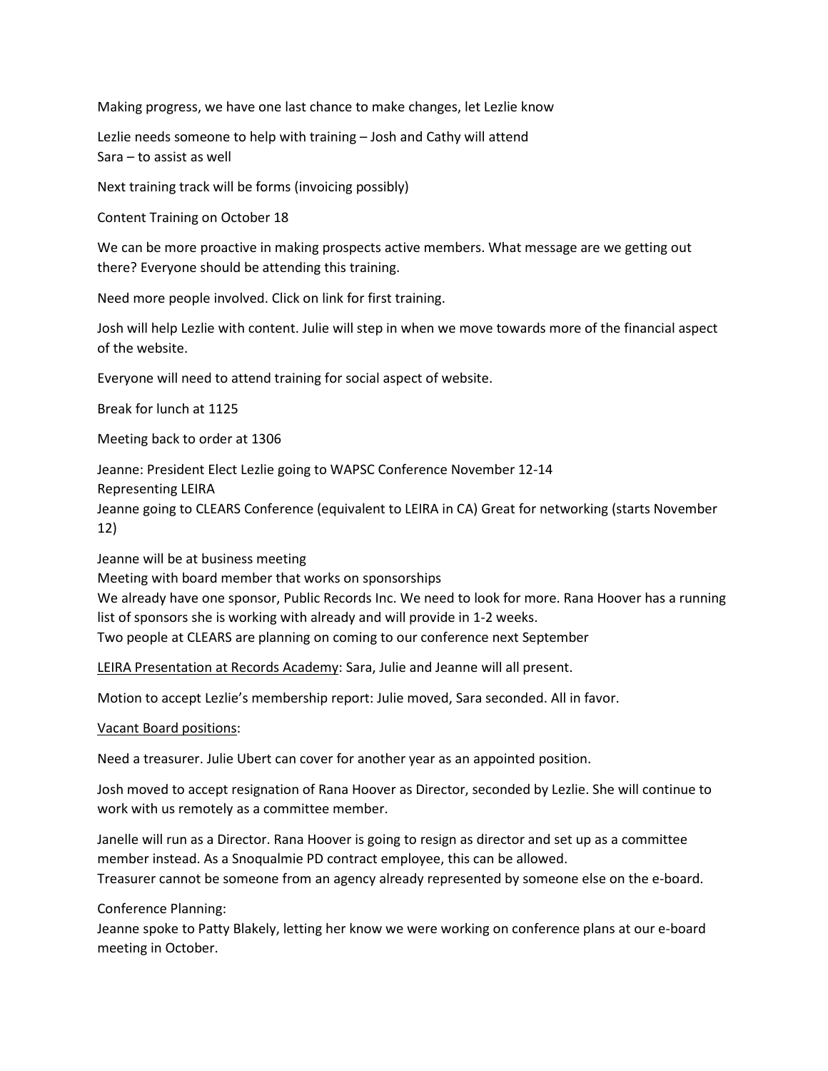Making progress, we have one last chance to make changes, let Lezlie know

Lezlie needs someone to help with training – Josh and Cathy will attend
Sara – to assist as well

Next training track will be forms (invoicing possibly)

Content Training on October 18

We can be more proactive in making prospects active members. What message are we getting out there? Everyone should be attending this training.

Need more people involved. Click on link for first training.

Josh will help Lezlie with content. Julie will step in when we move towards more of the financial aspect of the website.

Everyone will need to attend training for social aspect of website.

Break for lunch at 1125

Meeting back to order at 1306

Jeanne: President Elect Lezlie going to WAPSC Conference November 12-14
Representing LEIRA
Jeanne going to CLEARS Conference (equivalent to LEIRA in CA) Great for networking (starts November 12)

Jeanne will be at business meeting
Meeting with board member that works on sponsorships
We already have one sponsor, Public Records Inc. We need to look for more. Rana Hoover has a running list of sponsors she is working with already and will provide in 1-2 weeks.
Two people at CLEARS are planning on coming to our conference next September

<u>LEIRA Presentation at Records Academy</u>: Sara, Julie and Jeanne will all present.

Motion to accept Lezlie's membership report: Julie moved, Sara seconded. All in favor.

<u>Vacant Board positions</u>:

Need a treasurer. Julie Ubert can cover for another year as an appointed position.

Josh moved to accept resignation of Rana Hoover as Director, seconded by Lezlie. She will continue to work with us remotely as a committee member.

Janelle will run as a Director. Rana Hoover is going to resign as director and set up as a committee member instead. As a Snoqualmie PD contract employee, this can be allowed.
Treasurer cannot be someone from an agency already represented by someone else on the e-board.

Conference Planning:
Jeanne spoke to Patty Blakely, letting her know we were working on conference plans at our e-board meeting in October.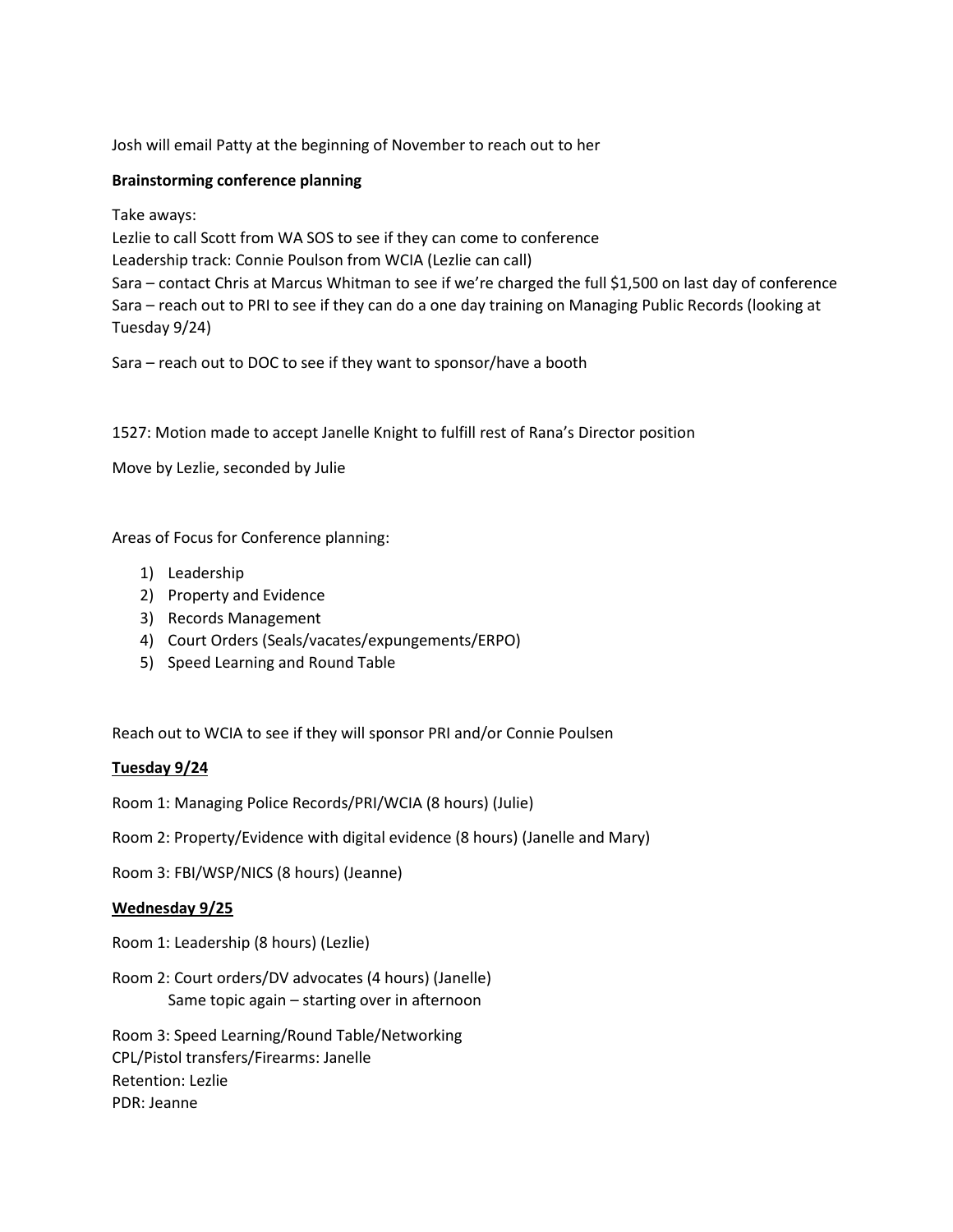Josh will email Patty at the beginning of November to reach out to her

**Brainstorming conference planning**

Take aways:
Lezlie to call Scott from WA SOS to see if they can come to conference
Leadership track: Connie Poulson from WCIA (Lezlie can call)
Sara – contact Chris at Marcus Whitman to see if we're charged the full $1,500 on last day of conference
Sara – reach out to PRI to see if they can do a one day training on Managing Public Records (looking at Tuesday 9/24)

Sara – reach out to DOC to see if they want to sponsor/have a booth

1527: Motion made to accept Janelle Knight to fulfill rest of Rana's Director position

Move by Lezlie, seconded by Julie

Areas of Focus for Conference planning:

1) Leadership
2) Property and Evidence
3) Records Management
4) Court Orders (Seals/vacates/expungements/ERPO)
5) Speed Learning and Round Table

Reach out to WCIA to see if they will sponsor PRI and/or Connie Poulsen

**<u>Tuesday 9/24</u>**

Room 1: Managing Police Records/PRI/WCIA (8 hours) (Julie)

Room 2: Property/Evidence with digital evidence (8 hours) (Janelle and Mary)

Room 3: FBI/WSP/NICS (8 hours) (Jeanne)

**<u>Wednesday 9/25</u>**

Room 1: Leadership (8 hours) (Lezlie)

Room 2: Court orders/DV advocates (4 hours) (Janelle)
    Same topic again – starting over in afternoon

Room 3: Speed Learning/Round Table/Networking
CPL/Pistol transfers/Firearms: Janelle
Retention: Lezlie
PDR: Jeanne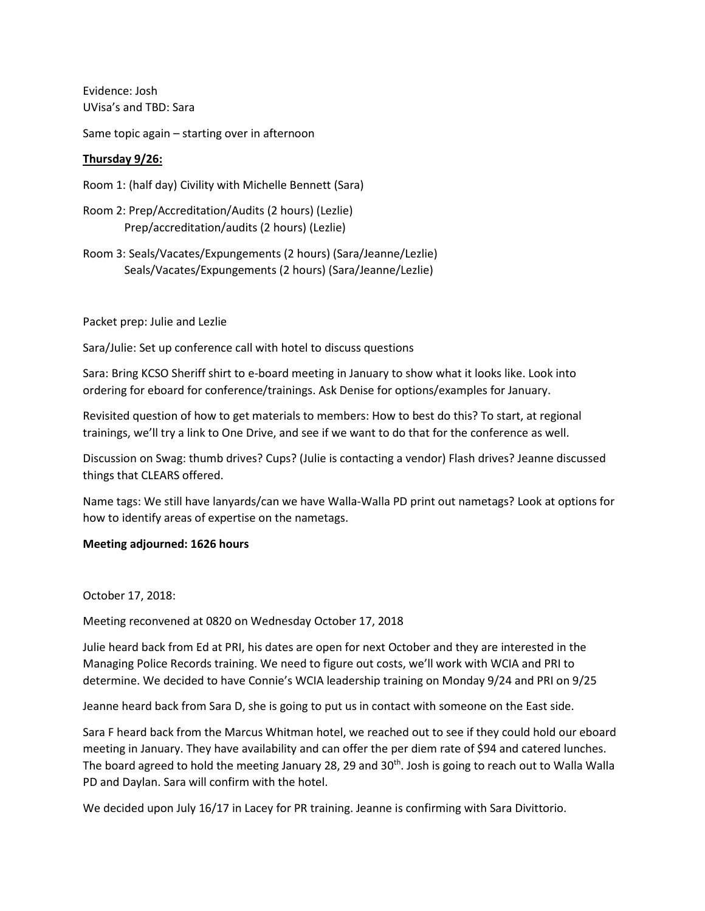Evidence: Josh
UVisa's and TBD: Sara

Same topic again – starting over in afternoon

**<u>Thursday 9/26:</u>**

Room 1: (half day) Civility with Michelle Bennett (Sara)

Room 2: Prep/Accreditation/Audits (2 hours) (Lezlie)
Prep/accreditation/audits (2 hours) (Lezlie)

Room 3: Seals/Vacates/Expungements (2 hours) (Sara/Jeanne/Lezlie)
Seals/Vacates/Expungements (2 hours) (Sara/Jeanne/Lezlie)

Packet prep: Julie and Lezlie

Sara/Julie: Set up conference call with hotel to discuss questions

Sara: Bring KCSO Sheriff shirt to e-board meeting in January to show what it looks like. Look into ordering for eboard for conference/trainings. Ask Denise for options/examples for January.

Revisited question of how to get materials to members: How to best do this? To start, at regional trainings, we'll try a link to One Drive, and see if we want to do that for the conference as well.

Discussion on Swag: thumb drives? Cups? (Julie is contacting a vendor) Flash drives? Jeanne discussed things that CLEARS offered.

Name tags: We still have lanyards/can we have Walla-Walla PD print out nametags? Look at options for how to identify areas of expertise on the nametags.

**Meeting adjourned: 1626 hours**

October 17, 2018:

Meeting reconvened at 0820 on Wednesday October 17, 2018

Julie heard back from Ed at PRI, his dates are open for next October and they are interested in the Managing Police Records training. We need to figure out costs, we'll work with WCIA and PRI to determine. We decided to have Connie's WCIA leadership training on Monday 9/24 and PRI on 9/25

Jeanne heard back from Sara D, she is going to put us in contact with someone on the East side.

Sara F heard back from the Marcus Whitman hotel, we reached out to see if they could hold our eboard meeting in January. They have availability and can offer the per diem rate of $94 and catered lunches. The board agreed to hold the meeting January 28, 29 and 30th. Josh is going to reach out to Walla Walla PD and Daylan. Sara will confirm with the hotel.

We decided upon July 16/17 in Lacey for PR training. Jeanne is confirming with Sara Divittorio.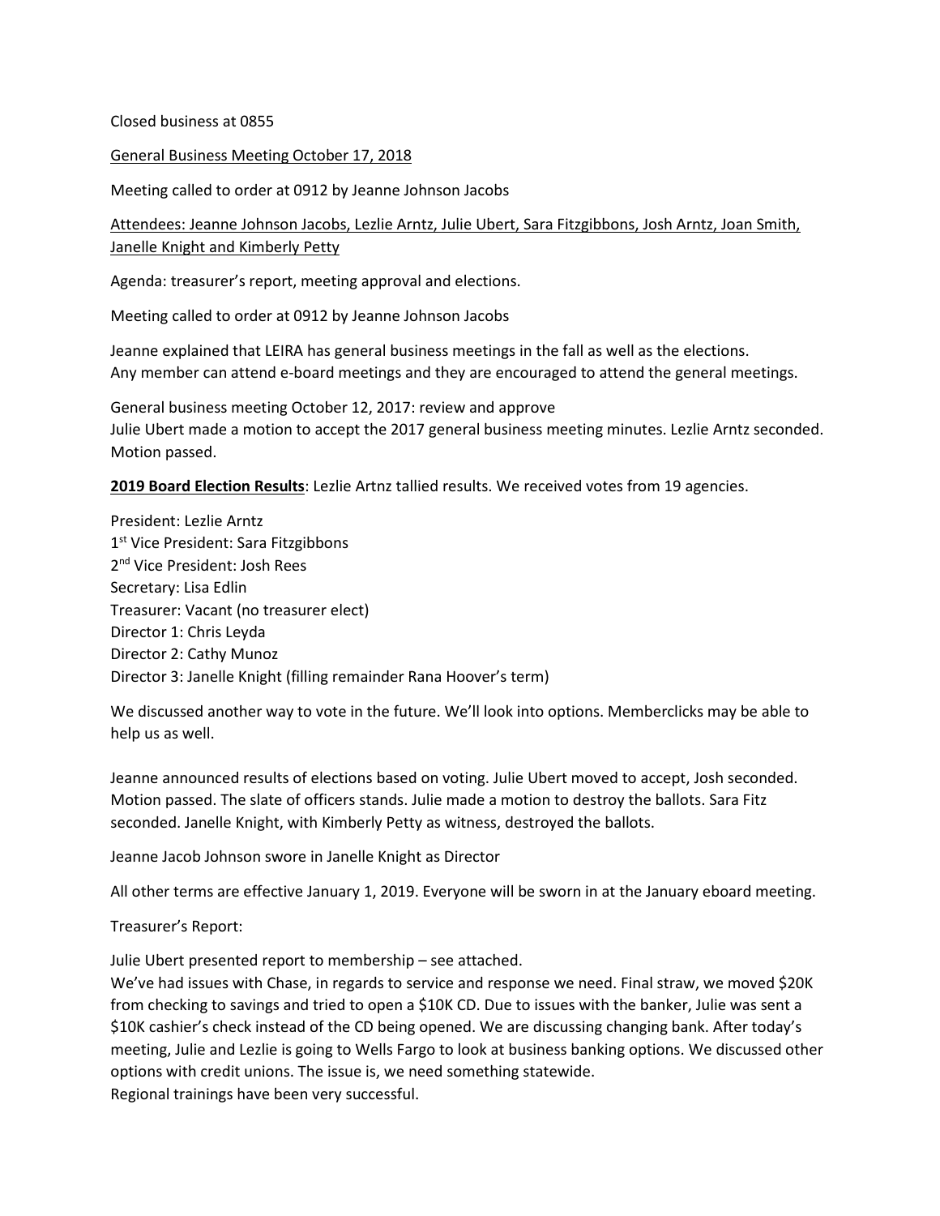Closed business at 0855

General Business Meeting October 17, 2018

Meeting called to order at 0912 by Jeanne Johnson Jacobs

Attendees: Jeanne Johnson Jacobs, Lezlie Arntz, Julie Ubert, Sara Fitzgibbons, Josh Arntz, Joan Smith, Janelle Knight and Kimberly Petty

Agenda: treasurer's report, meeting approval and elections.

Meeting called to order at 0912 by Jeanne Johnson Jacobs

Jeanne explained that LEIRA has general business meetings in the fall as well as the elections.
Any member can attend e-board meetings and they are encouraged to attend the general meetings.

General business meeting October 12, 2017: review and approve
Julie Ubert made a motion to accept the 2017 general business meeting minutes. Lezlie Arntz seconded. Motion passed.

**2019 Board Election Results**: Lezlie Artnz tallied results. We received votes from 19 agencies.

President: Lezlie Arntz
1st Vice President: Sara Fitzgibbons
2nd Vice President: Josh Rees
Secretary: Lisa Edlin
Treasurer: Vacant (no treasurer elect)
Director 1: Chris Leyda
Director 2: Cathy Munoz
Director 3: Janelle Knight (filling remainder Rana Hoover's term)

We discussed another way to vote in the future. We'll look into options. Memberclicks may be able to help us as well.

Jeanne announced results of elections based on voting. Julie Ubert moved to accept, Josh seconded. Motion passed. The slate of officers stands. Julie made a motion to destroy the ballots. Sara Fitz seconded. Janelle Knight, with Kimberly Petty as witness, destroyed the ballots.

Jeanne Jacob Johnson swore in Janelle Knight as Director

All other terms are effective January 1, 2019. Everyone will be sworn in at the January eboard meeting.

Treasurer's Report:

Julie Ubert presented report to membership – see attached.
We've had issues with Chase, in regards to service and response we need. Final straw, we moved $20K from checking to savings and tried to open a $10K CD. Due to issues with the banker, Julie was sent a $10K cashier's check instead of the CD being opened. We are discussing changing bank. After today's meeting, Julie and Lezlie is going to Wells Fargo to look at business banking options. We discussed other options with credit unions. The issue is, we need something statewide.
Regional trainings have been very successful.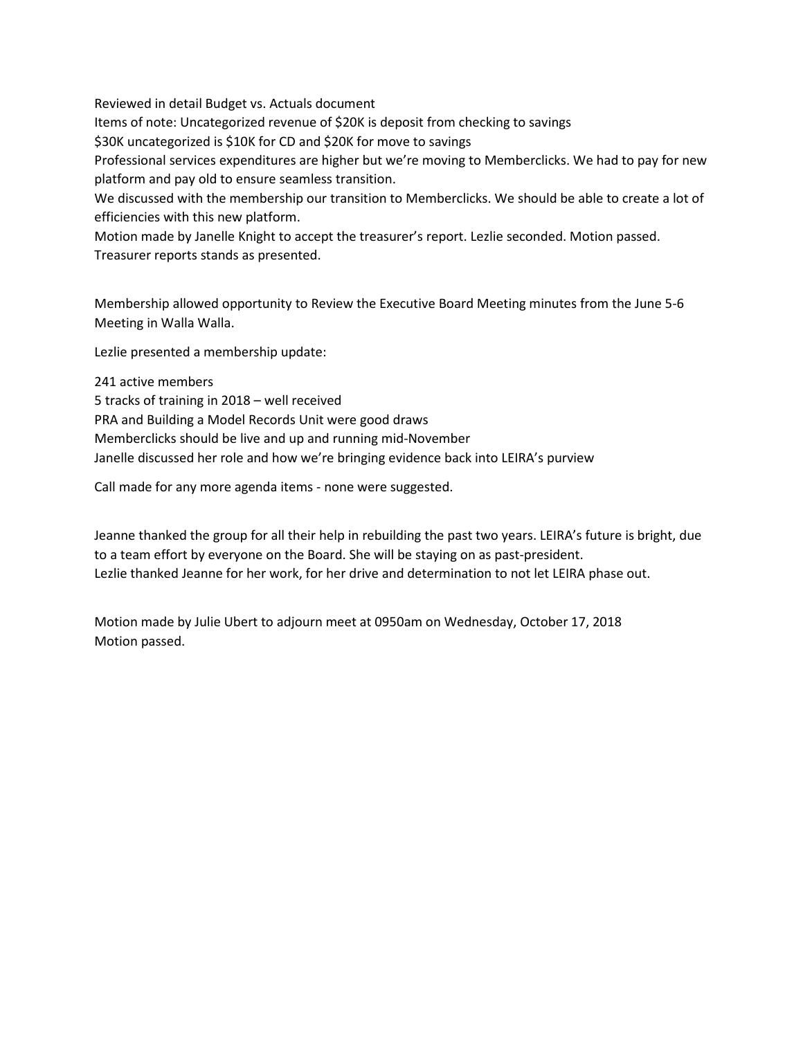Reviewed in detail Budget vs. Actuals document
Items of note: Uncategorized revenue of $20K is deposit from checking to savings
$30K uncategorized is $10K for CD and $20K for move to savings
Professional services expenditures are higher but we're moving to Memberclicks. We had to pay for new platform and pay old to ensure seamless transition.
We discussed with the membership our transition to Memberclicks. We should be able to create a lot of efficiencies with this new platform.
Motion made by Janelle Knight to accept the treasurer's report. Lezlie seconded. Motion passed.
Treasurer reports stands as presented.

Membership allowed opportunity to Review the Executive Board Meeting minutes from the June 5-6 Meeting in Walla Walla.

Lezlie presented a membership update:

241 active members
5 tracks of training in 2018 – well received
PRA and Building a Model Records Unit were good draws
Memberclicks should be live and up and running mid-November
Janelle discussed her role and how we're bringing evidence back into LEIRA's purview

Call made for any more agenda items - none were suggested.

Jeanne thanked the group for all their help in rebuilding the past two years. LEIRA's future is bright, due to a team effort by everyone on the Board. She will be staying on as past-president.
Lezlie thanked Jeanne for her work, for her drive and determination to not let LEIRA phase out.

Motion made by Julie Ubert to adjourn meet at 0950am on Wednesday, October 17, 2018
Motion passed.